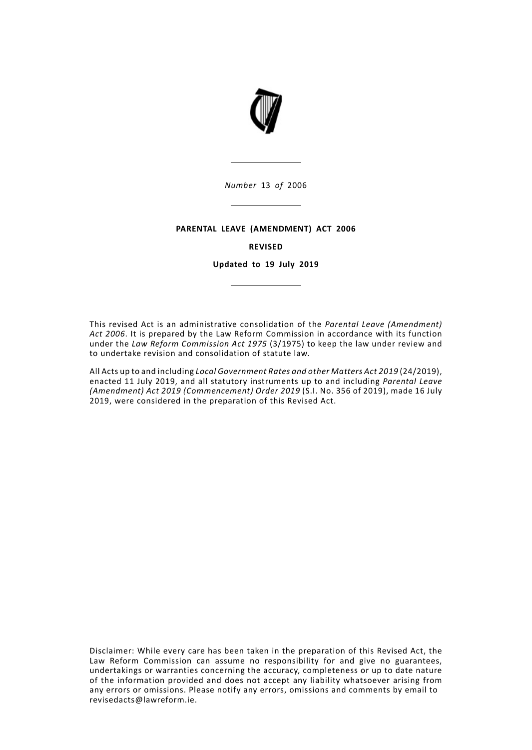*Number* 13 *of* 2006

---

**PARENTAL LEAVE (AMENDMENT) ACT 2006**

**REVISED**

**Updated to 19 July 2019**

---

This revised Act is an administrative consolidation of the *Parental Leave (Amendment) Act 2006*. It is prepared by the Law Reform Commission in accordance with its function under the *Law Reform Commission Act 1975* (3/1975) to keep the law under review and to undertake revision and consolidation of statute law.

All Acts up to and including *Local Government Rates and other Matters Act 2019* (24/2019), enacted 11 July 2019, and all statutory instruments up to and including *Parental Leave (Amendment) Act 2019 (Commencement) Order 2019* (S.I. No. 356 of 2019), made 16 July 2019, were considered in the preparation of this Revised Act.

Disclaimer: While every care has been taken in the preparation of this Revised Act, the Law Reform Commission can assume no responsibility for and give no guarantees, undertakings or warranties concerning the accuracy, completeness or up to date nature of the information provided and does not accept any liability whatsoever arising from any errors or omissions. Please notify any errors, omissions and comments by email to revisedacts@lawreform.ie.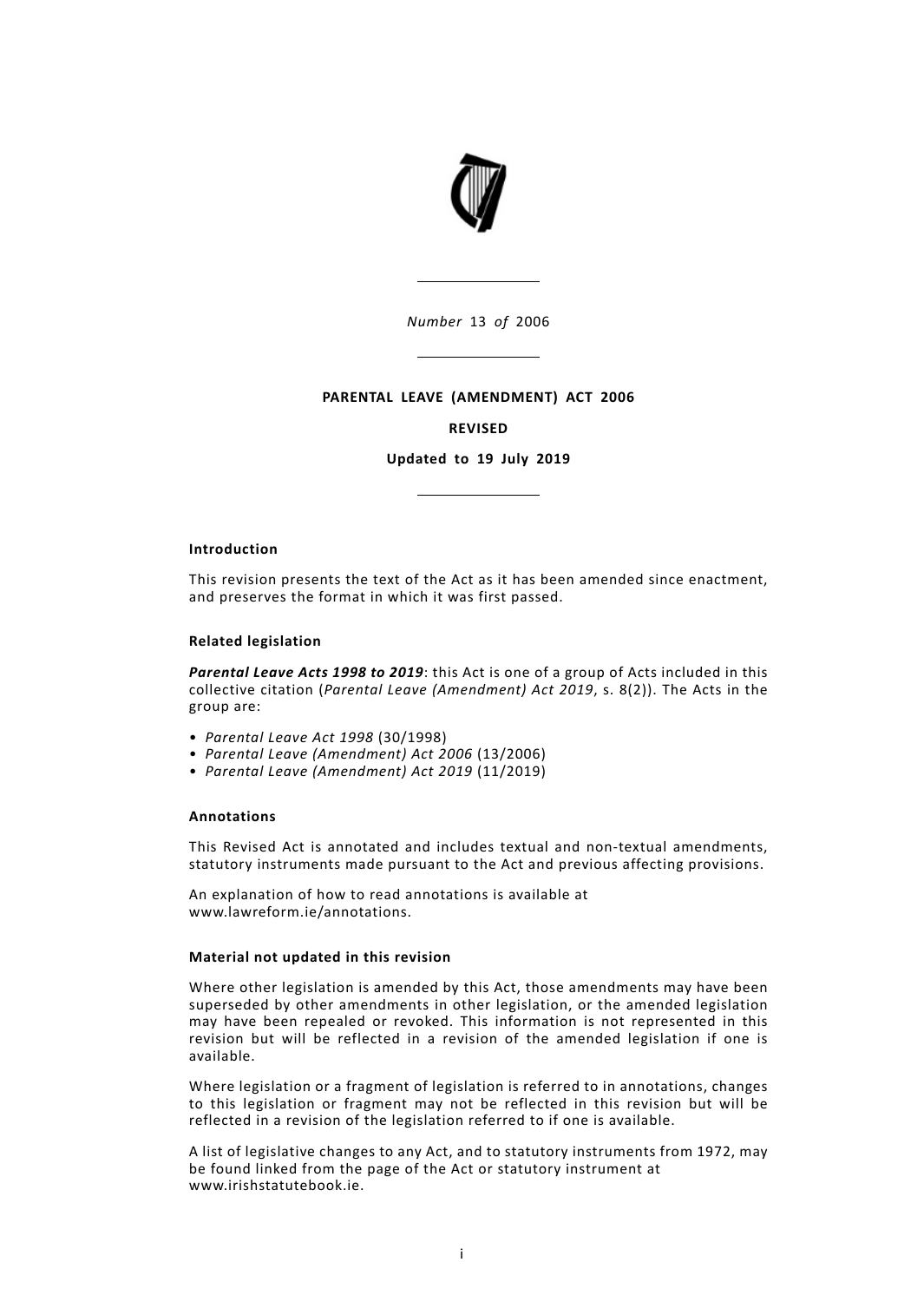*Number* 13 *of* 2006

**PARENTAL LEAVE (AMENDMENT) ACT 2006**

**REVISED**

**Updated to 19 July 2019**

#### Introduction

This revision presents the text of the Act as it has been amended since enactment, and preserves the format in which it was first passed.

#### Related legislation

***Parental Leave Acts 1998 to 2019***: this Act is one of a group of Acts included in this collective citation (*Parental Leave (Amendment) Act 2019*, s. 8(2)). The Acts in the group are:

- *Parental Leave Act 1998* (30/1998)
- *Parental Leave (Amendment) Act 2006* (13/2006)
- *Parental Leave (Amendment) Act 2019* (11/2019)

#### Annotations

This Revised Act is annotated and includes textual and non-textual amendments, statutory instruments made pursuant to the Act and previous affecting provisions.

An explanation of how to read annotations is available at www.lawreform.ie/annotations.

#### Material not updated in this revision

Where other legislation is amended by this Act, those amendments may have been superseded by other amendments in other legislation, or the amended legislation may have been repealed or revoked. This information is not represented in this revision but will be reflected in a revision of the amended legislation if one is available.

Where legislation or a fragment of legislation is referred to in annotations, changes to this legislation or fragment may not be reflected in this revision but will be reflected in a revision of the legislation referred to if one is available.

A list of legislative changes to any Act, and to statutory instruments from 1972, may be found linked from the page of the Act or statutory instrument at www.irishstatutebook.ie.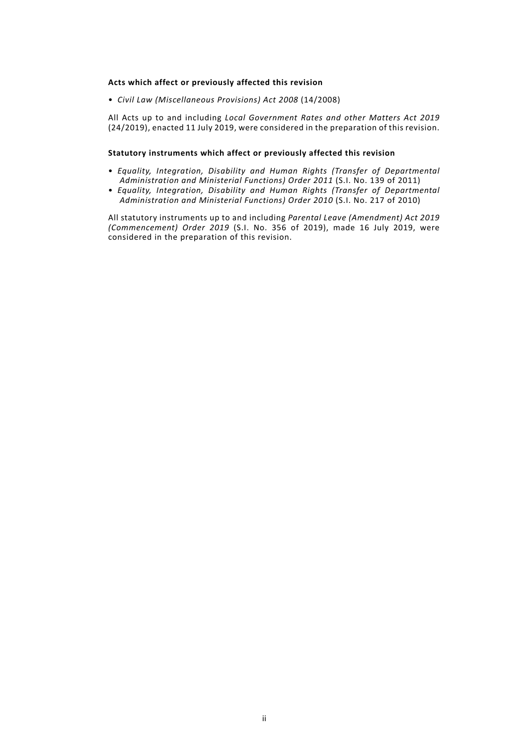**Acts which affect or previously affected this revision**

- *Civil Law (Miscellaneous Provisions) Act 2008* (14/2008)

All Acts up to and including *Local Government Rates and other Matters Act 2019* (24/2019), enacted 11 July 2019, were considered in the preparation of this revision.

**Statutory instruments which affect or previously affected this revision**

- *Equality, Integration, Disability and Human Rights (Transfer of Departmental Administration and Ministerial Functions) Order 2011* (S.I. No. 139 of 2011)
- *Equality, Integration, Disability and Human Rights (Transfer of Departmental Administration and Ministerial Functions) Order 2010* (S.I. No. 217 of 2010)

All statutory instruments up to and including *Parental Leave (Amendment) Act 2019 (Commencement) Order 2019* (S.I. No. 356 of 2019), made 16 July 2019, were considered in the preparation of this revision.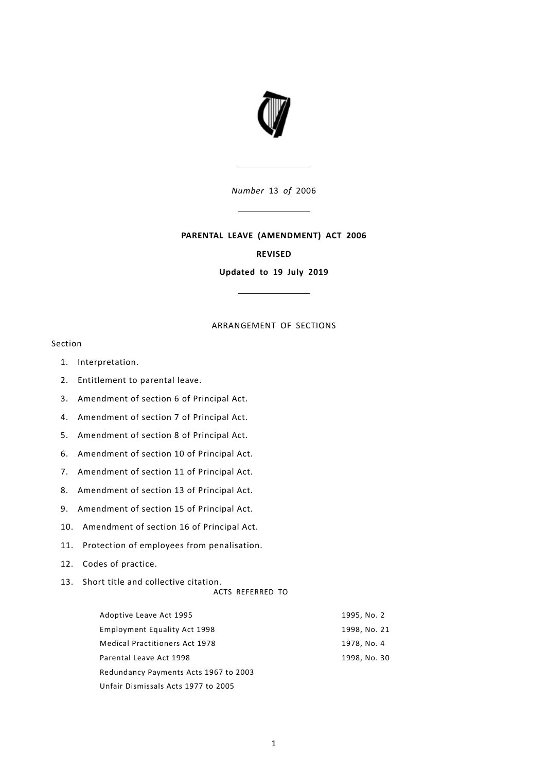*Number* 13 *of* 2006

**PARENTAL LEAVE (AMENDMENT) ACT 2006**

**REVISED**

**Updated to 19 July 2019**

ARRANGEMENT OF SECTIONS

Section

1. Interpretation.
2. Entitlement to parental leave.
3. Amendment of section 6 of Principal Act.
4. Amendment of section 7 of Principal Act.
5. Amendment of section 8 of Principal Act.
6. Amendment of section 10 of Principal Act.
7. Amendment of section 11 of Principal Act.
8. Amendment of section 13 of Principal Act.
9. Amendment of section 15 of Principal Act.
10. Amendment of section 16 of Principal Act.
11. Protection of employees from penalisation.
12. Codes of practice.
13. Short title and collective citation.

ACTS REFERRED TO

| | |
|---|---|
| Adoptive Leave Act 1995 | 1995, No. 2 |
| Employment Equality Act 1998 | 1998, No. 21 |
| Medical Practitioners Act 1978 | 1978, No. 4 |
| Parental Leave Act 1998 | 1998, No. 30 |
| Redundancy Payments Acts 1967 to 2003 | |
| Unfair Dismissals Acts 1977 to 2005 | |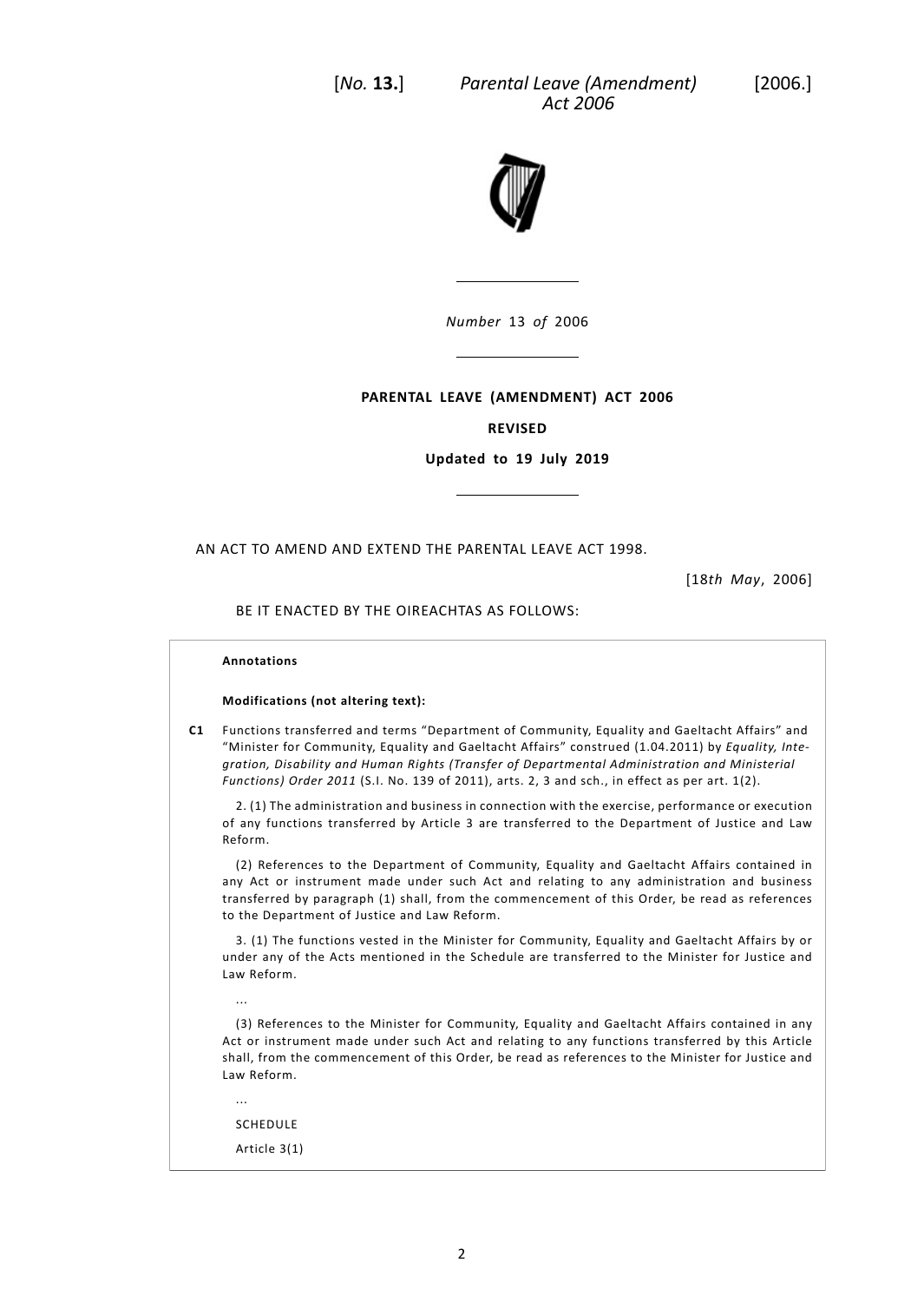[*No.* **13.**] *Parental Leave (Amendment) Act 2006* [2006.]

*Number* 13 *of* 2006

**PARENTAL LEAVE (AMENDMENT) ACT 2006**

**REVISED**

**Updated to 19 July 2019**

AN ACT TO AMEND AND EXTEND THE PARENTAL LEAVE ACT 1998.

[18*th May*, 2006]

BE IT ENACTED BY THE OIREACHTAS AS FOLLOWS:

**Annotations**

**Modifications (not altering text):**

**C1** Functions transferred and terms "Department of Community, Equality and Gaeltacht Affairs" and "Minister for Community, Equality and Gaeltacht Affairs" construed (1.04.2011) by *Equality, Integration, Disability and Human Rights (Transfer of Departmental Administration and Ministerial Functions) Order 2011* (S.I. No. 139 of 2011), arts. 2, 3 and sch., in effect as per art. 1(2).

2. (1) The administration and business in connection with the exercise, performance or execution of any functions transferred by Article 3 are transferred to the Department of Justice and Law Reform.

(2) References to the Department of Community, Equality and Gaeltacht Affairs contained in any Act or instrument made under such Act and relating to any administration and business transferred by paragraph (1) shall, from the commencement of this Order, be read as references to the Department of Justice and Law Reform.

3. (1) The functions vested in the Minister for Community, Equality and Gaeltacht Affairs by or under any of the Acts mentioned in the Schedule are transferred to the Minister for Justice and Law Reform.

...

(3) References to the Minister for Community, Equality and Gaeltacht Affairs contained in any Act or instrument made under such Act and relating to any functions transferred by this Article shall, from the commencement of this Order, be read as references to the Minister for Justice and Law Reform.

...

SCHEDULE

Article 3(1)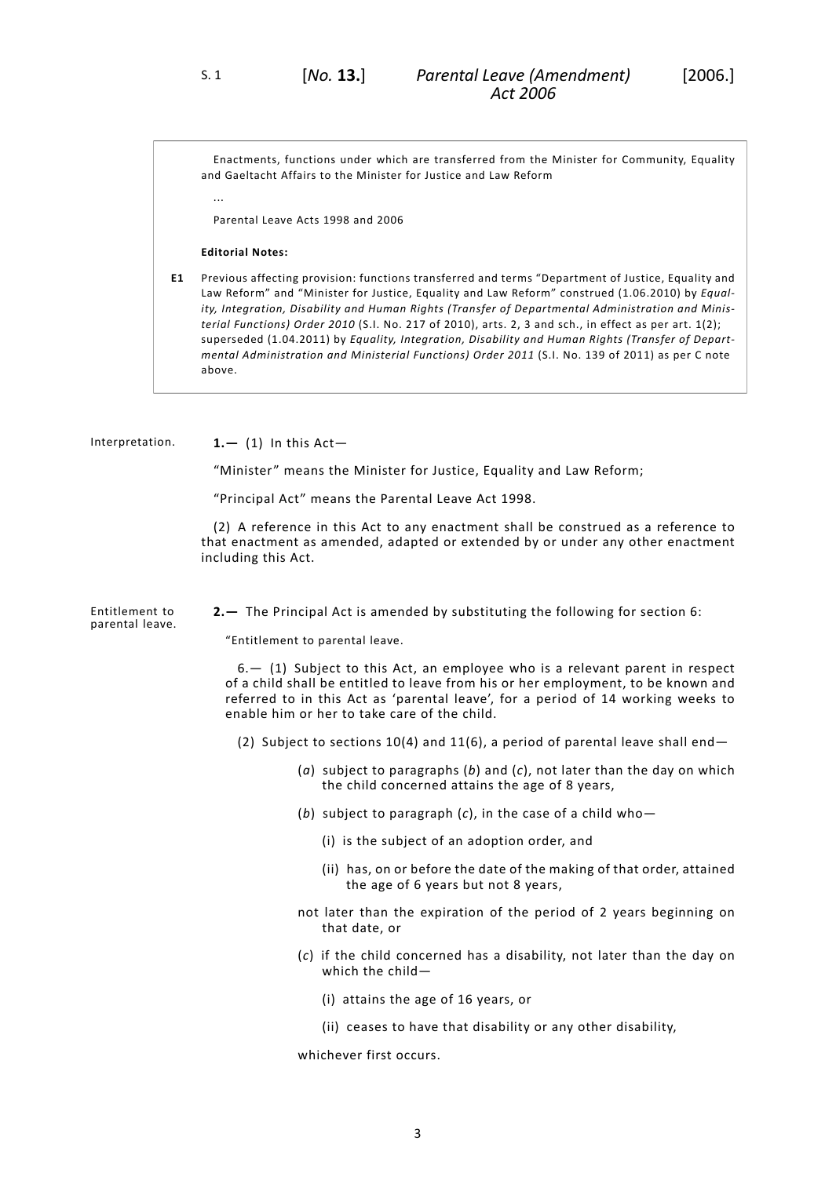Enactments, functions under which are transferred from the Minister for Community, Equality and Gaeltacht Affairs to the Minister for Justice and Law Reform

...

Parental Leave Acts 1998 and 2006

**Editorial Notes:**

**E1** Previous affecting provision: functions transferred and terms "Department of Justice, Equality and Law Reform" and "Minister for Justice, Equality and Law Reform" construed (1.06.2010) by *Equality, Integration, Disability and Human Rights (Transfer of Departmental Administration and Ministerial Functions) Order 2010* (S.I. No. 217 of 2010), arts. 2, 3 and sch., in effect as per art. 1(2); superseded (1.04.2011) by *Equality, Integration, Disability and Human Rights (Transfer of Departmental Administration and Ministerial Functions) Order 2011* (S.I. No. 139 of 2011) as per C note above.

Interpretation.

**1.—** (1) In this Act—

"Minister" means the Minister for Justice, Equality and Law Reform;

"Principal Act" means the Parental Leave Act 1998.

(2) A reference in this Act to any enactment shall be construed as a reference to that enactment as amended, adapted or extended by or under any other enactment including this Act.

Entitlement to parental leave.

**2.—** The Principal Act is amended by substituting the following for section 6:

"Entitlement to parental leave.

6.— (1) Subject to this Act, an employee who is a relevant parent in respect of a child shall be entitled to leave from his or her employment, to be known and referred to in this Act as 'parental leave', for a period of 14 working weeks to enable him or her to take care of the child.

(2) Subject to sections 10(4) and 11(6), a period of parental leave shall end—

(*a*) subject to paragraphs (*b*) and (*c*), not later than the day on which the child concerned attains the age of 8 years,

(*b*) subject to paragraph (*c*), in the case of a child who—

(i) is the subject of an adoption order, and

(ii) has, on or before the date of the making of that order, attained the age of 6 years but not 8 years,

not later than the expiration of the period of 2 years beginning on that date, or

(*c*) if the child concerned has a disability, not later than the day on which the child—

(i) attains the age of 16 years, or

(ii) ceases to have that disability or any other disability,

whichever first occurs.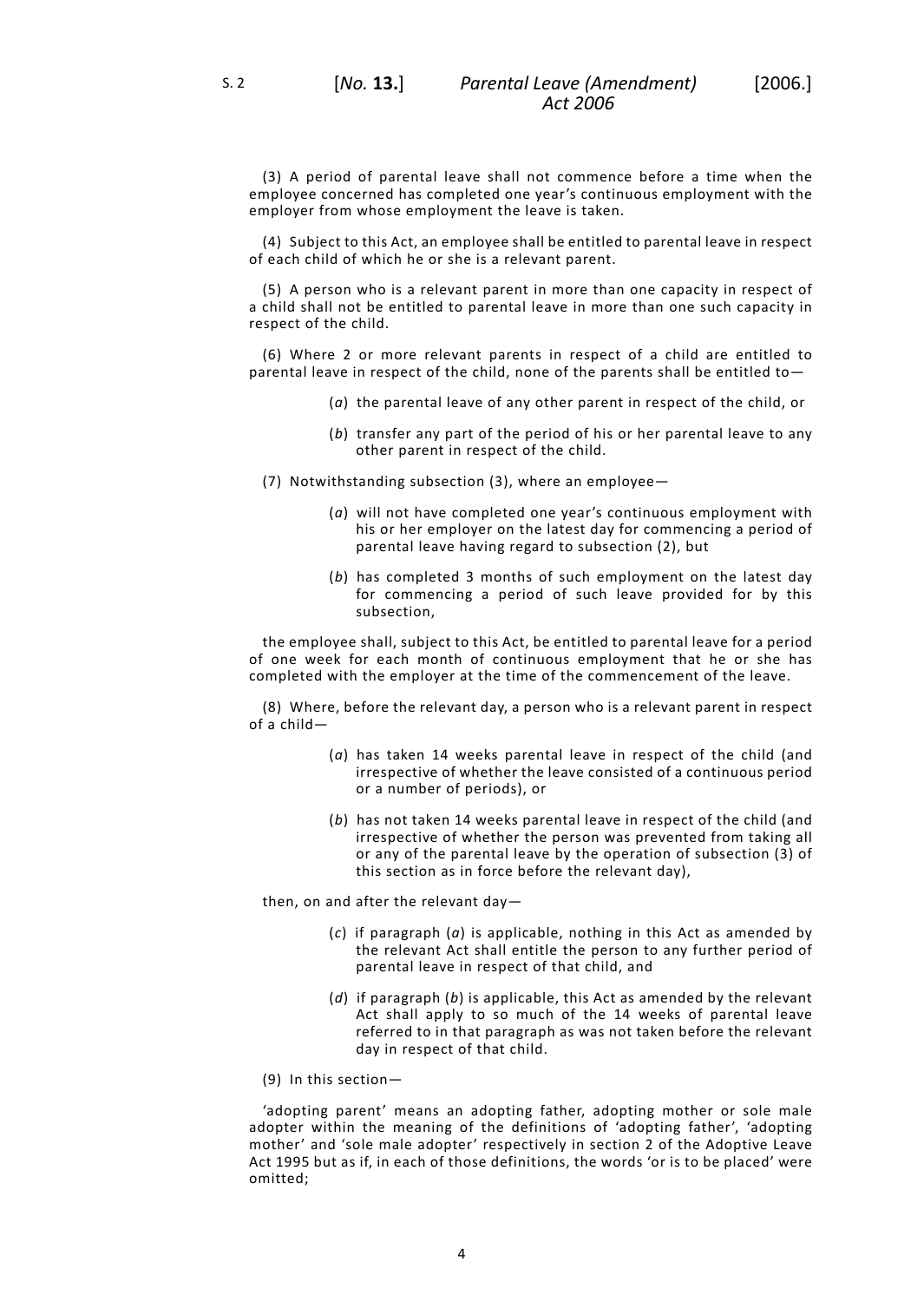(3) A period of parental leave shall not commence before a time when the employee concerned has completed one year's continuous employment with the employer from whose employment the leave is taken.

(4) Subject to this Act, an employee shall be entitled to parental leave in respect of each child of which he or she is a relevant parent.

(5) A person who is a relevant parent in more than one capacity in respect of a child shall not be entitled to parental leave in more than one such capacity in respect of the child.

(6) Where 2 or more relevant parents in respect of a child are entitled to parental leave in respect of the child, none of the parents shall be entitled to—

(*a*) the parental leave of any other parent in respect of the child, or

(*b*) transfer any part of the period of his or her parental leave to any other parent in respect of the child.

(7) Notwithstanding subsection (3), where an employee—

(*a*) will not have completed one year's continuous employment with his or her employer on the latest day for commencing a period of parental leave having regard to subsection (2), but

(*b*) has completed 3 months of such employment on the latest day for commencing a period of such leave provided for by this subsection,

the employee shall, subject to this Act, be entitled to parental leave for a period of one week for each month of continuous employment that he or she has completed with the employer at the time of the commencement of the leave.

(8) Where, before the relevant day, a person who is a relevant parent in respect of a child—

(*a*) has taken 14 weeks parental leave in respect of the child (and irrespective of whether the leave consisted of a continuous period or a number of periods), or

(*b*) has not taken 14 weeks parental leave in respect of the child (and irrespective of whether the person was prevented from taking all or any of the parental leave by the operation of subsection (3) of this section as in force before the relevant day),

then, on and after the relevant day—

(*c*) if paragraph (*a*) is applicable, nothing in this Act as amended by the relevant Act shall entitle the person to any further period of parental leave in respect of that child, and

(*d*) if paragraph (*b*) is applicable, this Act as amended by the relevant Act shall apply to so much of the 14 weeks of parental leave referred to in that paragraph as was not taken before the relevant day in respect of that child.

(9) In this section—

'adopting parent' means an adopting father, adopting mother or sole male adopter within the meaning of the definitions of 'adopting father', 'adopting mother' and 'sole male adopter' respectively in section 2 of the Adoptive Leave Act 1995 but as if, in each of those definitions, the words 'or is to be placed' were omitted;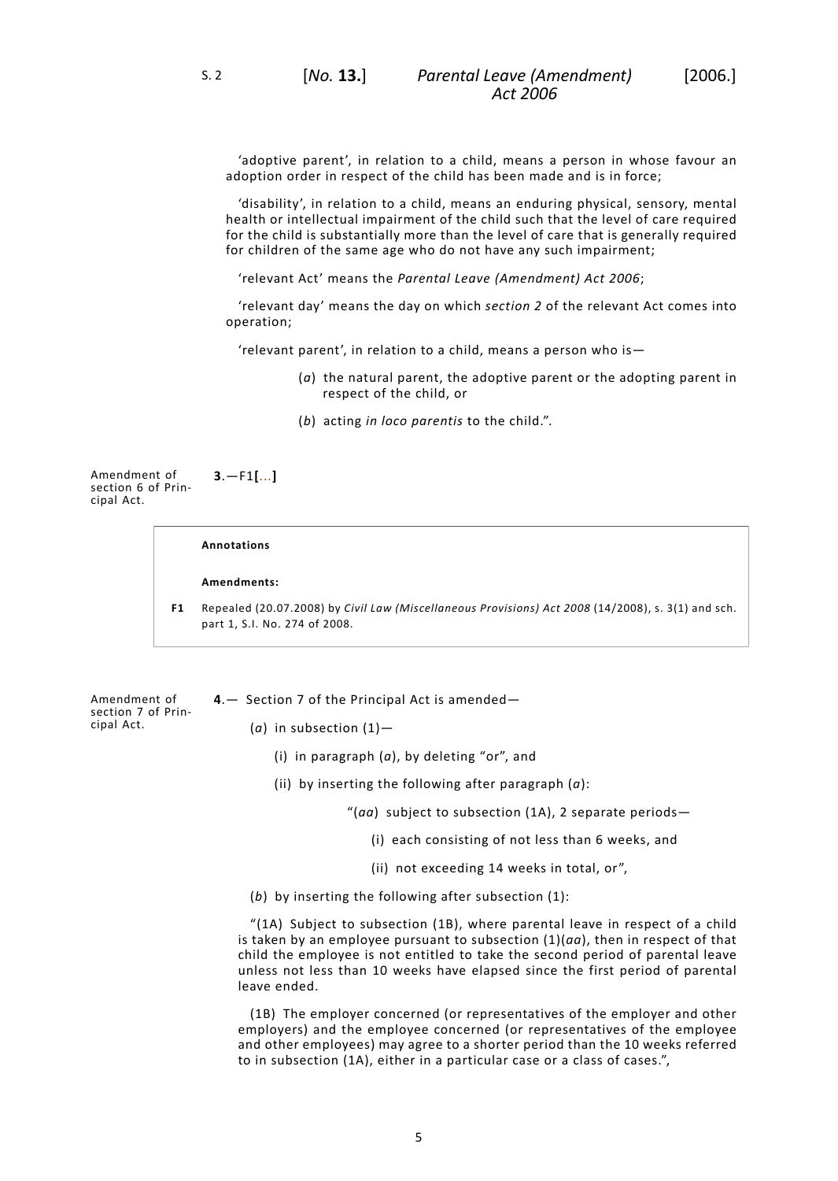'adoptive parent', in relation to a child, means a person in whose favour an adoption order in respect of the child has been made and is in force;

'disability', in relation to a child, means an enduring physical, sensory, mental health or intellectual impairment of the child such that the level of care required for the child is substantially more than the level of care that is generally required for children of the same age who do not have any such impairment;

'relevant Act' means the *Parental Leave (Amendment) Act 2006*;

'relevant day' means the day on which *section 2* of the relevant Act comes into operation;

'relevant parent', in relation to a child, means a person who is—

(*a*) the natural parent, the adoptive parent or the adopting parent in respect of the child, or

(*b*) acting *in loco parentis* to the child.".

Amendment of section 6 of Principal Act.

**3**.—F1**[**...**]**

**Annotations**

**Amendments:**

**F1** Repealed (20.07.2008) by *Civil Law (Miscellaneous Provisions) Act 2008* (14/2008), s. 3(1) and sch. part 1, S.I. No. 274 of 2008.

Amendment of section 7 of Principal Act.

**4**.— Section 7 of the Principal Act is amended—

(*a*) in subsection (1)—

(i) in paragraph (*a*), by deleting "or", and

(ii) by inserting the following after paragraph (*a*):

"(*aa*) subject to subsection (1A), 2 separate periods—

(i) each consisting of not less than 6 weeks, and

(ii) not exceeding 14 weeks in total, or",

(*b*) by inserting the following after subsection (1):

"(1A) Subject to subsection (1B), where parental leave in respect of a child is taken by an employee pursuant to subsection (1)(*aa*), then in respect of that child the employee is not entitled to take the second period of parental leave unless not less than 10 weeks have elapsed since the first period of parental leave ended.

(1B) The employer concerned (or representatives of the employer and other employers) and the employee concerned (or representatives of the employee and other employees) may agree to a shorter period than the 10 weeks referred to in subsection (1A), either in a particular case or a class of cases.",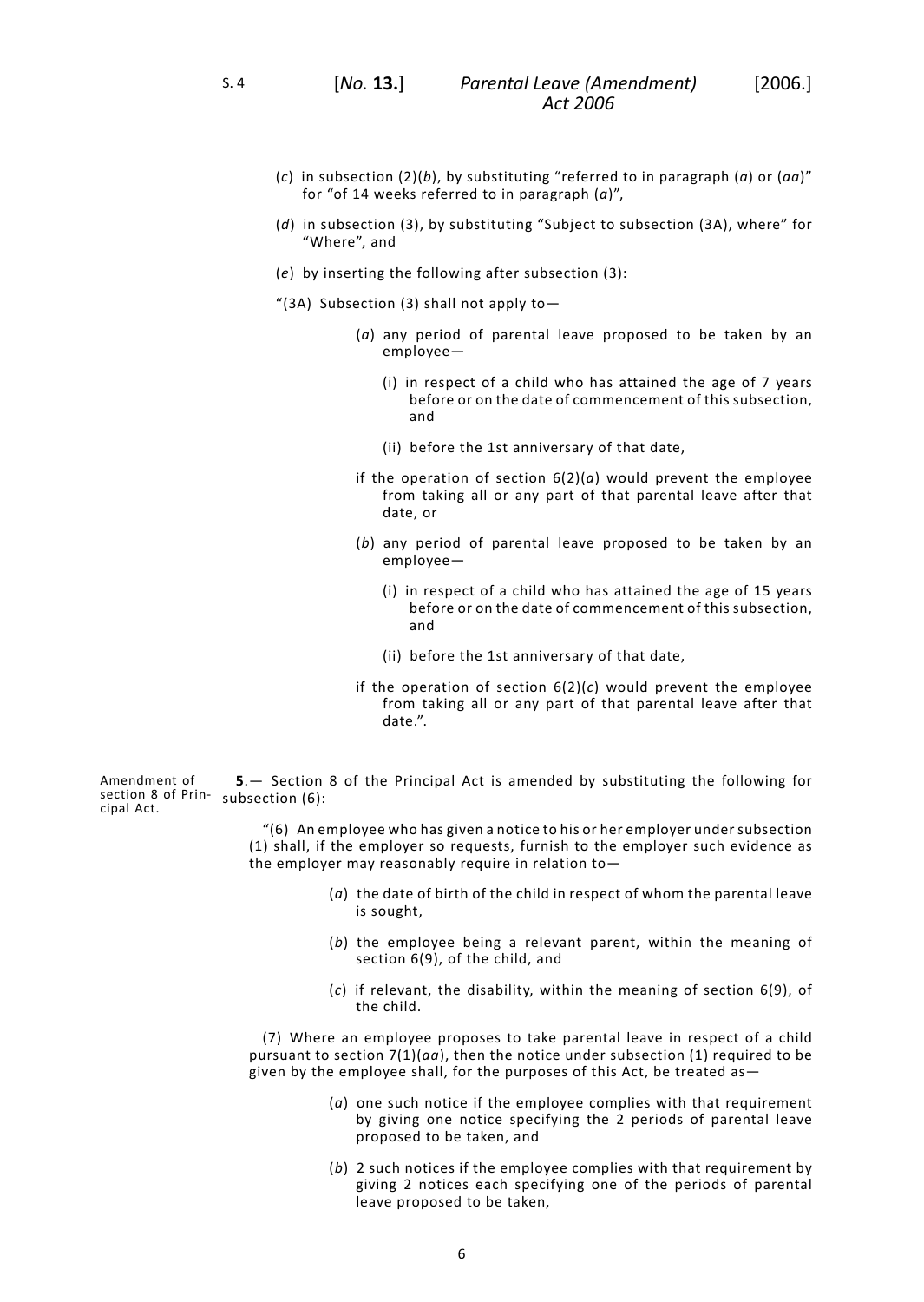(*c*) in subsection (2)(*b*), by substituting "referred to in paragraph (*a*) or (*aa*)" for "of 14 weeks referred to in paragraph (*a*)",

(*d*) in subsection (3), by substituting "Subject to subsection (3A), where" for "Where", and

(*e*) by inserting the following after subsection (3):

"(3A) Subsection (3) shall not apply to—

> (*a*) any period of parental leave proposed to be taken by an employee—
>
> > (i) in respect of a child who has attained the age of 7 years before or on the date of commencement of this subsection, and
> >
> > (ii) before the 1st anniversary of that date,
>
> if the operation of section 6(2)(*a*) would prevent the employee from taking all or any part of that parental leave after that date, or
>
> (*b*) any period of parental leave proposed to be taken by an employee—
>
> > (i) in respect of a child who has attained the age of 15 years before or on the date of commencement of this subsection, and
> >
> > (ii) before the 1st anniversary of that date,
>
> if the operation of section 6(2)(*c*) would prevent the employee from taking all or any part of that parental leave after that date.".

Amendment of section 8 of Principal Act.

**5**.— Section 8 of the Principal Act is amended by substituting the following for subsection (6):

"(6) An employee who has given a notice to his or her employer under subsection (1) shall, if the employer so requests, furnish to the employer such evidence as the employer may reasonably require in relation to—

> (*a*) the date of birth of the child in respect of whom the parental leave is sought,
>
> (*b*) the employee being a relevant parent, within the meaning of section 6(9), of the child, and
>
> (*c*) if relevant, the disability, within the meaning of section 6(9), of the child.

(7) Where an employee proposes to take parental leave in respect of a child pursuant to section 7(1)(*aa*), then the notice under subsection (1) required to be given by the employee shall, for the purposes of this Act, be treated as—

> (*a*) one such notice if the employee complies with that requirement by giving one notice specifying the 2 periods of parental leave proposed to be taken, and
>
> (*b*) 2 such notices if the employee complies with that requirement by giving 2 notices each specifying one of the periods of parental leave proposed to be taken,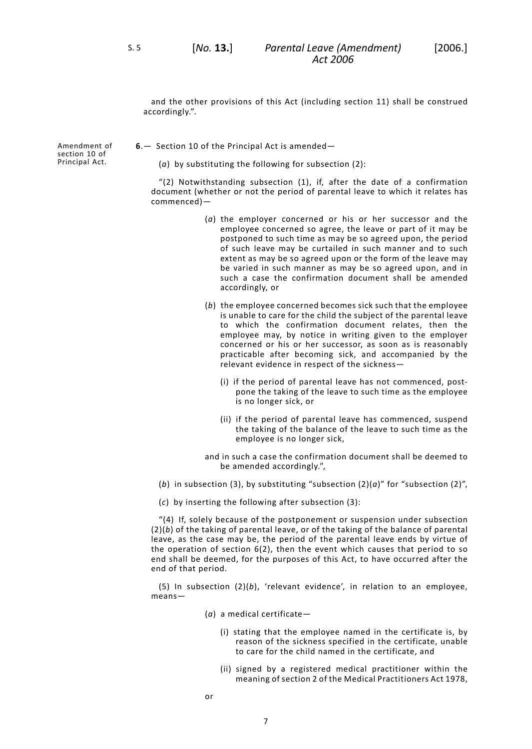and the other provisions of this Act (including section 11) shall be construed accordingly.".

Amendment of section 10 of Principal Act.

**6**.— Section 10 of the Principal Act is amended—

(*a*) by substituting the following for subsection (2):

"(2) Notwithstanding subsection (1), if, after the date of a confirmation document (whether or not the period of parental leave to which it relates has commenced)—

(*a*) the employer concerned or his or her successor and the employee concerned so agree, the leave or part of it may be postponed to such time as may be so agreed upon, the period of such leave may be curtailed in such manner and to such extent as may be so agreed upon or the form of the leave may be varied in such manner as may be so agreed upon, and in such a case the confirmation document shall be amended accordingly, or

(*b*) the employee concerned becomes sick such that the employee is unable to care for the child the subject of the parental leave to which the confirmation document relates, then the employee may, by notice in writing given to the employer concerned or his or her successor, as soon as is reasonably practicable after becoming sick, and accompanied by the relevant evidence in respect of the sickness—

(i) if the period of parental leave has not commenced, postpone the taking of the leave to such time as the employee is no longer sick, or

(ii) if the period of parental leave has commenced, suspend the taking of the balance of the leave to such time as the employee is no longer sick,

and in such a case the confirmation document shall be deemed to be amended accordingly.",

(*b*) in subsection (3), by substituting "subsection (2)(*a*)" for "subsection (2)",

(*c*) by inserting the following after subsection (3):

"(4) If, solely because of the postponement or suspension under subsection (2)(*b*) of the taking of parental leave, or of the taking of the balance of parental leave, as the case may be, the period of the parental leave ends by virtue of the operation of section 6(2), then the event which causes that period to so end shall be deemed, for the purposes of this Act, to have occurred after the end of that period.

(5) In subsection (2)(*b*), 'relevant evidence', in relation to an employee, means—

(*a*) a medical certificate—

(i) stating that the employee named in the certificate is, by reason of the sickness specified in the certificate, unable to care for the child named in the certificate, and

(ii) signed by a registered medical practitioner within the meaning of section 2 of the Medical Practitioners Act 1978,

or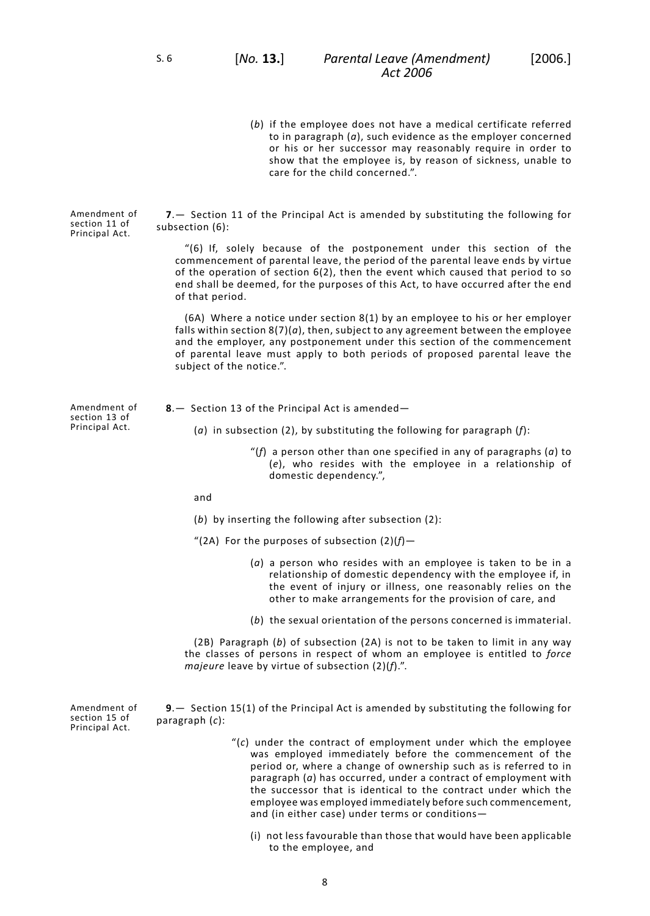(*b*) if the employee does not have a medical certificate referred to in paragraph (*a*), such evidence as the employer concerned or his or her successor may reasonably require in order to show that the employee is, by reason of sickness, unable to care for the child concerned.".

Amendment of section 11 of Principal Act.

**7**.— Section 11 of the Principal Act is amended by substituting the following for subsection (6):

"(6) If, solely because of the postponement under this section of the commencement of parental leave, the period of the parental leave ends by virtue of the operation of section 6(2), then the event which caused that period to so end shall be deemed, for the purposes of this Act, to have occurred after the end of that period.

(6A) Where a notice under section 8(1) by an employee to his or her employer falls within section 8(7)(*a*), then, subject to any agreement between the employee and the employer, any postponement under this section of the commencement of parental leave must apply to both periods of proposed parental leave the subject of the notice.".

Amendment of section 13 of Principal Act.

**8**.— Section 13 of the Principal Act is amended—

(*a*) in subsection (2), by substituting the following for paragraph (*f*):

"(*f*) a person other than one specified in any of paragraphs (*a*) to (*e*), who resides with the employee in a relationship of domestic dependency.",

and

(*b*) by inserting the following after subsection (2):

"(2A) For the purposes of subsection (2)(*f*)—

(*a*) a person who resides with an employee is taken to be in a relationship of domestic dependency with the employee if, in the event of injury or illness, one reasonably relies on the other to make arrangements for the provision of care, and

(*b*) the sexual orientation of the persons concerned is immaterial.

(2B) Paragraph (*b*) of subsection (2A) is not to be taken to limit in any way the classes of persons in respect of whom an employee is entitled to *force majeure* leave by virtue of subsection (2)(*f*).".

Amendment of section 15 of Principal Act.

**9**.— Section 15(1) of the Principal Act is amended by substituting the following for paragraph (*c*):

"(*c*) under the contract of employment under which the employee was employed immediately before the commencement of the period or, where a change of ownership such as is referred to in paragraph (*a*) has occurred, under a contract of employment with the successor that is identical to the contract under which the employee was employed immediately before such commencement, and (in either case) under terms or conditions—

(i) not less favourable than those that would have been applicable to the employee, and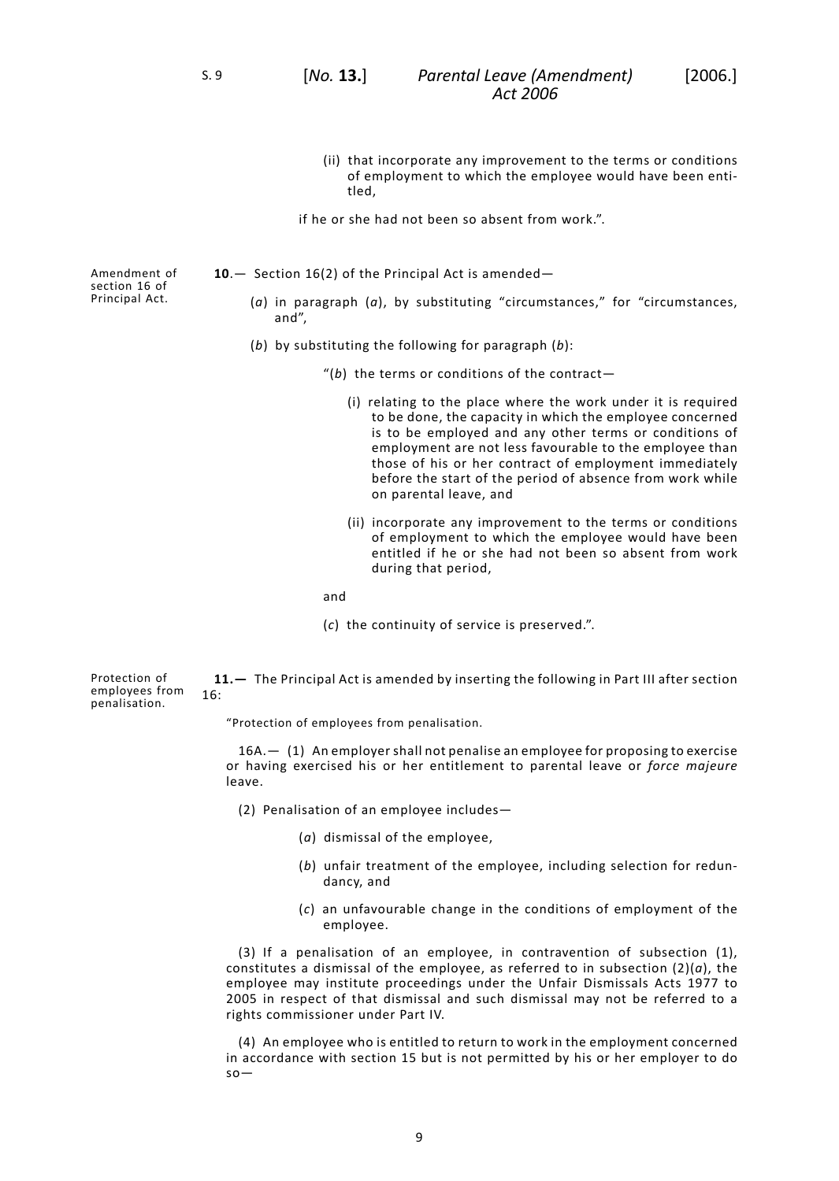(ii) that incorporate any improvement to the terms or conditions of employment to which the employee would have been entitled,

if he or she had not been so absent from work.".

Amendment of section 16 of Principal Act.

**10**.— Section 16(2) of the Principal Act is amended—

(*a*) in paragraph (*a*), by substituting "circumstances," for "circumstances, and",

(*b*) by substituting the following for paragraph (*b*):

"(*b*) the terms or conditions of the contract—

(i) relating to the place where the work under it is required to be done, the capacity in which the employee concerned is to be employed and any other terms or conditions of employment are not less favourable to the employee than those of his or her contract of employment immediately before the start of the period of absence from work while on parental leave, and

(ii) incorporate any improvement to the terms or conditions of employment to which the employee would have been entitled if he or she had not been so absent from work during that period,

and

(*c*) the continuity of service is preserved.".

Protection of employees from penalisation.

**11.—** The Principal Act is amended by inserting the following in Part III after section 16:

"Protection of employees from penalisation.

16A.— (1) An employer shall not penalise an employee for proposing to exercise or having exercised his or her entitlement to parental leave or *force majeure* leave.

(2) Penalisation of an employee includes—

(*a*) dismissal of the employee,

(*b*) unfair treatment of the employee, including selection for redundancy, and

(*c*) an unfavourable change in the conditions of employment of the employee.

(3) If a penalisation of an employee, in contravention of subsection (1), constitutes a dismissal of the employee, as referred to in subsection (2)(*a*), the employee may institute proceedings under the Unfair Dismissals Acts 1977 to 2005 in respect of that dismissal and such dismissal may not be referred to a rights commissioner under Part IV.

(4) An employee who is entitled to return to work in the employment concerned in accordance with section 15 but is not permitted by his or her employer to do so—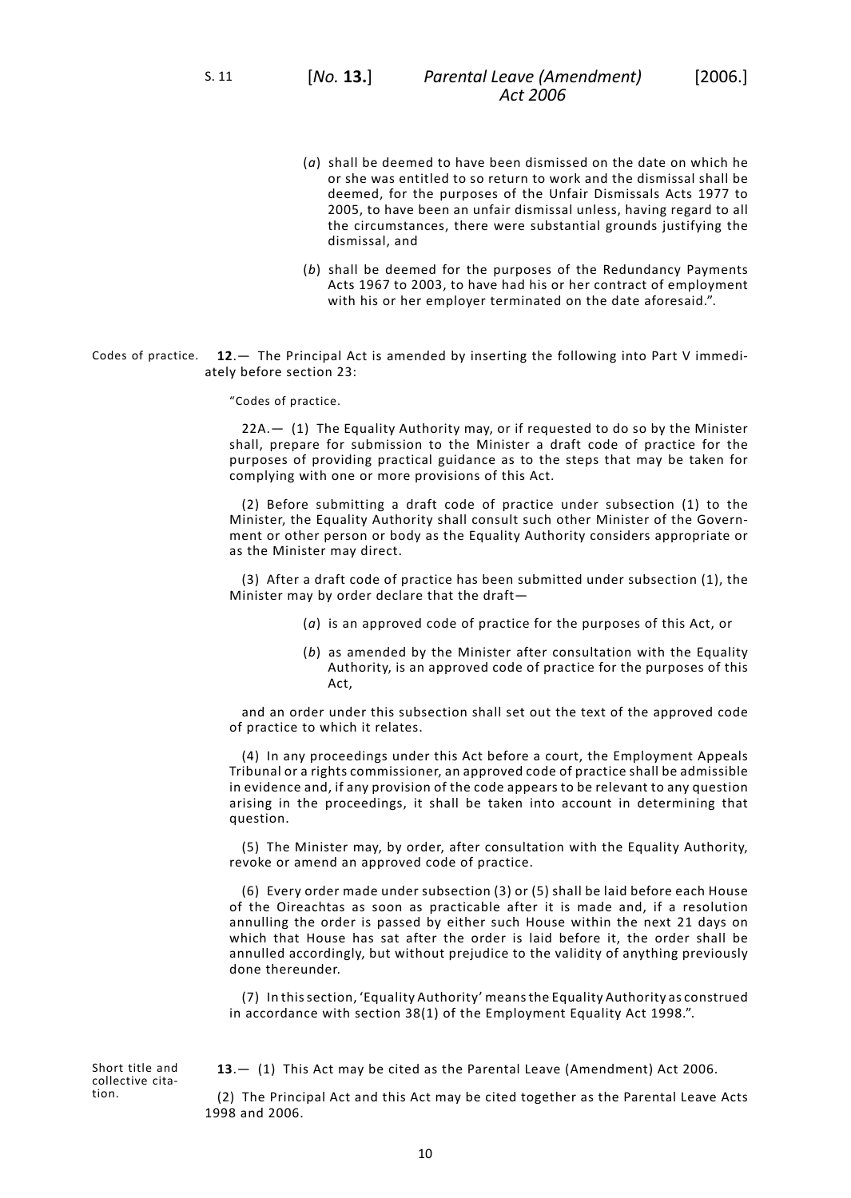(*a*) shall be deemed to have been dismissed on the date on which he or she was entitled to so return to work and the dismissal shall be deemed, for the purposes of the Unfair Dismissals Acts 1977 to 2005, to have been an unfair dismissal unless, having regard to all the circumstances, there were substantial grounds justifying the dismissal, and

(*b*) shall be deemed for the purposes of the Redundancy Payments Acts 1967 to 2003, to have had his or her contract of employment with his or her employer terminated on the date aforesaid.".

Codes of practice.

**12**.— The Principal Act is amended by inserting the following into Part V immediately before section 23:

"Codes of practice.

22A.— (1) The Equality Authority may, or if requested to do so by the Minister shall, prepare for submission to the Minister a draft code of practice for the purposes of providing practical guidance as to the steps that may be taken for complying with one or more provisions of this Act.

(2) Before submitting a draft code of practice under subsection (1) to the Minister, the Equality Authority shall consult such other Minister of the Government or other person or body as the Equality Authority considers appropriate or as the Minister may direct.

(3) After a draft code of practice has been submitted under subsection (1), the Minister may by order declare that the draft—

(*a*) is an approved code of practice for the purposes of this Act, or

(*b*) as amended by the Minister after consultation with the Equality Authority, is an approved code of practice for the purposes of this Act,

and an order under this subsection shall set out the text of the approved code of practice to which it relates.

(4) In any proceedings under this Act before a court, the Employment Appeals Tribunal or a rights commissioner, an approved code of practice shall be admissible in evidence and, if any provision of the code appears to be relevant to any question arising in the proceedings, it shall be taken into account in determining that question.

(5) The Minister may, by order, after consultation with the Equality Authority, revoke or amend an approved code of practice.

(6) Every order made under subsection (3) or (5) shall be laid before each House of the Oireachtas as soon as practicable after it is made and, if a resolution annulling the order is passed by either such House within the next 21 days on which that House has sat after the order is laid before it, the order shall be annulled accordingly, but without prejudice to the validity of anything previously done thereunder.

(7) In this section, 'Equality Authority' means the Equality Authority as construed in accordance with section 38(1) of the Employment Equality Act 1998.".

Short title and collective citation.

**13**.— (1) This Act may be cited as the Parental Leave (Amendment) Act 2006.

(2) The Principal Act and this Act may be cited together as the Parental Leave Acts 1998 and 2006.